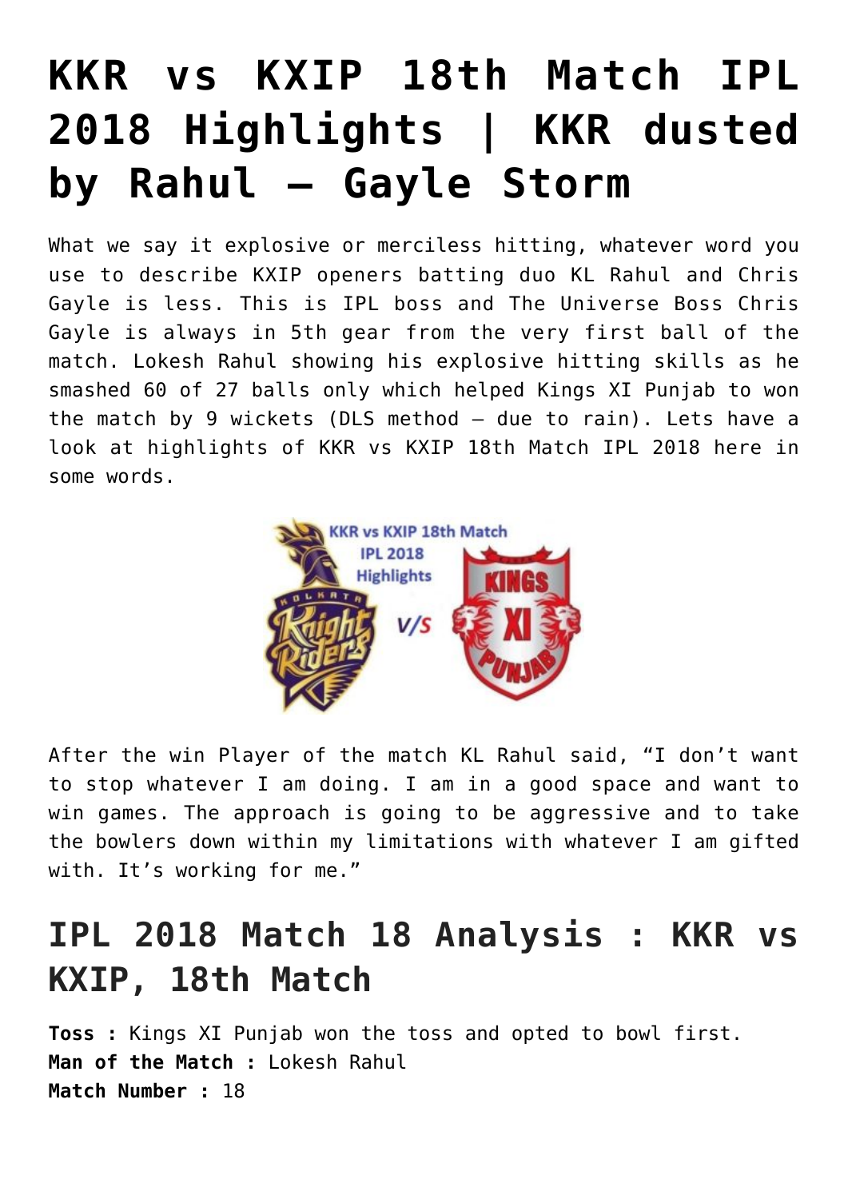# KKR vs KXIP 18th Match IPL 2018 Highlights | KKR dusted by Rahul – Gayle Storm

What we say it explosive or merciless hitting, whatever word you use to describe KXIP openers batting duo KL Rahul and Chris Gayle is less. This is IPL boss and The Universe Boss Chris Gayle is always in 5th gear from the very first ball of the match. Lokesh Rahul showing his explosive hitting skills as he smashed 60 of 27 balls only which helped Kings XI Punjab to won the match by 9 wickets (DLS method – due to rain). Lets have a look at highlights of KKR vs KXIP 18th Match IPL 2018 here in some words.

After the win Player of the match KL Rahul said, "I don't want to stop whatever I am doing. I am in a good space and want to win games. The approach is going to be aggressive and to take the bowlers down within my limitations with whatever I am gifted with. It's working for me."

## IPL 2018 Match 18 Analysis : KKR vs KXIP, 18th Match

**Toss :** Kings XI Punjab won the toss and opted to bowl first.
**Man of the Match :** Lokesh Rahul
**Match Number :** 18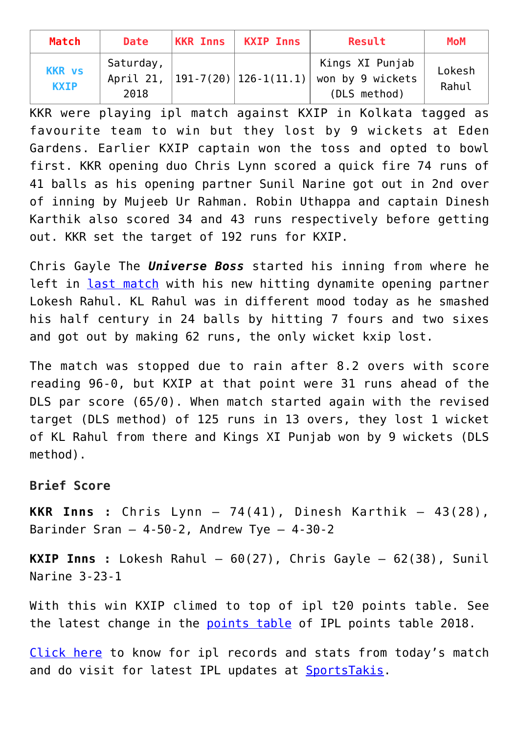| Match | Date | KKR Inns | KXIP Inns | Result | MoM |
|---|---|---|---|---|---|
| KKR vs KXIP | Saturday, April 21, 2018 | 191-7(20) | 126-1(11.1) | Kings XI Punjab won by 9 wickets (DLS method) | Lokesh Rahul |

KKR were playing ipl match against KXIP in Kolkata tagged as favourite team to win but they lost by 9 wickets at Eden Gardens. Earlier KXIP captain won the toss and opted to bowl first. KKR opening duo Chris Lynn scored a quick fire 74 runs of 41 balls as his opening partner Sunil Narine got out in 2nd over of inning by Mujeeb Ur Rahman. Robin Uthappa and captain Dinesh Karthik also scored 34 and 43 runs respectively before getting out. KKR set the target of 192 runs for KXIP.

Chris Gayle The ***Universe Boss*** started his inning from where he left in last match with his new hitting dynamite opening partner Lokesh Rahul. KL Rahul was in different mood today as he smashed his half century in 24 balls by hitting 7 fours and two sixes and got out by making 62 runs, the only wicket kxip lost.

The match was stopped due to rain after 8.2 overs with score reading 96-0, but KXIP at that point were 31 runs ahead of the DLS par score (65/0). When match started again with the revised target (DLS method) of 125 runs in 13 overs, they lost 1 wicket of KL Rahul from there and Kings XI Punjab won by 9 wickets (DLS method).

**Brief Score**

**KKR Inns :** Chris Lynn – 74(41), Dinesh Karthik – 43(28), Barinder Sran – 4-50-2, Andrew Tye – 4-30-2

**KXIP Inns :** Lokesh Rahul – 60(27), Chris Gayle – 62(38), Sunil Narine 3-23-1

With this win KXIP climed to top of ipl t20 points table. See the latest change in the points table of IPL points table 2018.

Click here to know for ipl records and stats from today's match and do visit for latest IPL updates at SportsTakis.